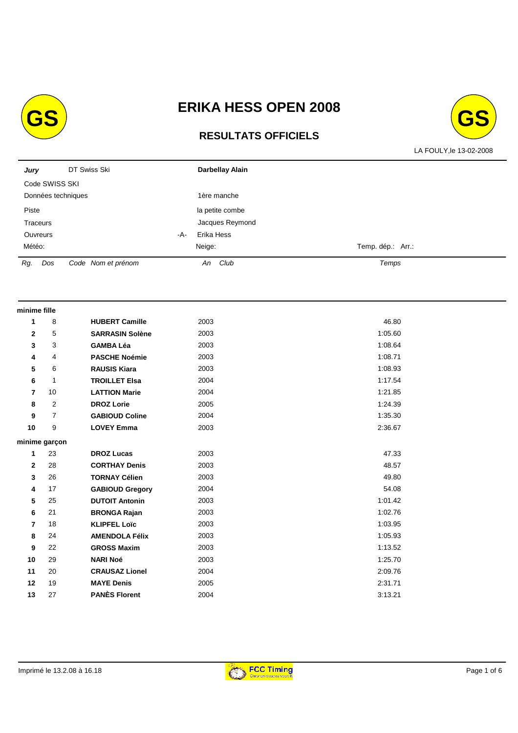# ERIKA HESS OPEN 2008

## RESULTATS OFFICIELS

LA FOULY,le 13-02-2008

| | | |
|---|---|---|
| ***Jury*** DT Swiss Ski | **Darbellay Alain** | |
| Code SWISS SKI | | |
| Données techniques | 1ère manche | |
| Piste | la petite combe | |
| Traceurs | Jacques Reymond | |
| Ouvreurs | -A- Erika Hess | |
| Météo: | Neige: | Temp. dép.: Arr.: |

| *Rg.* | *Dos* | *Code* | *Nom et prénom* | *An* | *Club* | *Temps* |
|---|---|---|---|---|---|---|
| **minime fille** | | | | | | |
| **1** | 8 | | **HUBERT Camille** | 2003 | | 46.80 |
| **2** | 5 | | **SARRASIN Solène** | 2003 | | 1:05.60 |
| **3** | 3 | | **GAMBA Léa** | 2003 | | 1:08.64 |
| **4** | 4 | | **PASCHE Noémie** | 2003 | | 1:08.71 |
| **5** | 6 | | **RAUSIS Kiara** | 2003 | | 1:08.93 |
| **6** | 1 | | **TROILLET Elsa** | 2004 | | 1:17.54 |
| **7** | 10 | | **LATTION Marie** | 2004 | | 1:21.85 |
| **8** | 2 | | **DROZ Lorie** | 2005 | | 1:24.39 |
| **9** | 7 | | **GABIOUD Coline** | 2004 | | 1:35.30 |
| **10** | 9 | | **LOVEY Emma** | 2003 | | 2:36.67 |
| **minime garçon** | | | | | | |
| **1** | 23 | | **DROZ Lucas** | 2003 | | 47.33 |
| **2** | 28 | | **CORTHAY Denis** | 2003 | | 48.57 |
| **3** | 26 | | **TORNAY Célien** | 2003 | | 49.80 |
| **4** | 17 | | **GABIOUD Gregory** | 2004 | | 54.08 |
| **5** | 25 | | **DUTOIT Antonin** | 2003 | | 1:01.42 |
| **6** | 21 | | **BRONGA Rajan** | 2003 | | 1:02.76 |
| **7** | 18 | | **KLIPFEL Loïc** | 2003 | | 1:03.95 |
| **8** | 24 | | **AMENDOLA Félix** | 2003 | | 1:05.93 |
| **9** | 22 | | **GROSS Maxim** | 2003 | | 1:13.52 |
| **10** | 29 | | **NARI Noé** | 2003 | | 1:25.70 |
| **11** | 20 | | **CRAUSAZ Lionel** | 2004 | | 2:09.76 |
| **12** | 19 | | **MAYE Denis** | 2005 | | 2:31.71 |
| **13** | 27 | | **PANÈS Florent** | 2004 | | 3:13.21 |

Imprimé le 13.2.08 à 16.18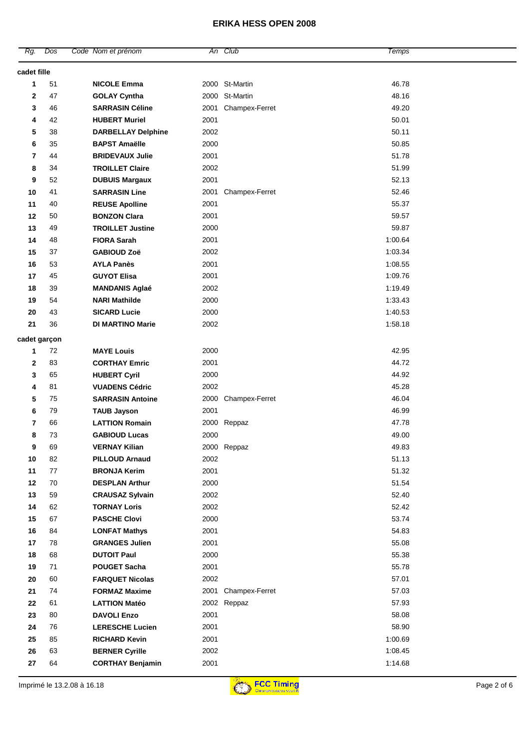# ERIKA HESS OPEN 2008

| Rg. | Dos | Code | Nom et prénom | An | Club | Temps |
|---|---|---|---|---|---|---|
| **cadet fille** | | | | | | |
| **1** | 51 | | **NICOLE Emma** | 2000 | St-Martin | 46.78 |
| **2** | 47 | | **GOLAY Cyntha** | 2000 | St-Martin | 48.16 |
| **3** | 46 | | **SARRASIN Céline** | 2001 | Champex-Ferret | 49.20 |
| **4** | 42 | | **HUBERT Muriel** | 2001 | | 50.01 |
| **5** | 38 | | **DARBELLAY Delphine** | 2002 | | 50.11 |
| **6** | 35 | | **BAPST Amaëlle** | 2000 | | 50.85 |
| **7** | 44 | | **BRIDEVAUX Julie** | 2001 | | 51.78 |
| **8** | 34 | | **TROILLET Claire** | 2002 | | 51.99 |
| **9** | 52 | | **DUBUIS Margaux** | 2001 | | 52.13 |
| **10** | 41 | | **SARRASIN Line** | 2001 | Champex-Ferret | 52.46 |
| **11** | 40 | | **REUSE Apolline** | 2001 | | 55.37 |
| **12** | 50 | | **BONZON Clara** | 2001 | | 59.57 |
| **13** | 49 | | **TROILLET Justine** | 2000 | | 59.87 |
| **14** | 48 | | **FIORA Sarah** | 2001 | | 1:00.64 |
| **15** | 37 | | **GABIOUD Zoë** | 2002 | | 1:03.34 |
| **16** | 53 | | **AYLA Panès** | 2001 | | 1:08.55 |
| **17** | 45 | | **GUYOT Elisa** | 2001 | | 1:09.76 |
| **18** | 39 | | **MANDANIS Aglaé** | 2002 | | 1:19.49 |
| **19** | 54 | | **NARI Mathilde** | 2000 | | 1:33.43 |
| **20** | 43 | | **SICARD Lucie** | 2000 | | 1:40.53 |
| **21** | 36 | | **DI MARTINO Marie** | 2002 | | 1:58.18 |
| **cadet garçon** | | | | | | |
| **1** | 72 | | **MAYE Louis** | 2000 | | 42.95 |
| **2** | 83 | | **CORTHAY Emric** | 2001 | | 44.72 |
| **3** | 65 | | **HUBERT Cyril** | 2000 | | 44.92 |
| **4** | 81 | | **VUADENS Cédric** | 2002 | | 45.28 |
| **5** | 75 | | **SARRASIN Antoine** | 2000 | Champex-Ferret | 46.04 |
| **6** | 79 | | **TAUB Jayson** | 2001 | | 46.99 |
| **7** | 66 | | **LATTION Romain** | 2000 | Reppaz | 47.78 |
| **8** | 73 | | **GABIOUD Lucas** | 2000 | | 49.00 |
| **9** | 69 | | **VERNAY Kilian** | 2000 | Reppaz | 49.83 |
| **10** | 82 | | **PILLOUD Arnaud** | 2002 | | 51.13 |
| **11** | 77 | | **BRONJA Kerim** | 2001 | | 51.32 |
| **12** | 70 | | **DESPLAN Arthur** | 2000 | | 51.54 |
| **13** | 59 | | **CRAUSAZ Sylvain** | 2002 | | 52.40 |
| **14** | 62 | | **TORNAY Loris** | 2002 | | 52.42 |
| **15** | 67 | | **PASCHE Clovi** | 2000 | | 53.74 |
| **16** | 84 | | **LONFAT Mathys** | 2001 | | 54.83 |
| **17** | 78 | | **GRANGES Julien** | 2001 | | 55.08 |
| **18** | 68 | | **DUTOIT Paul** | 2000 | | 55.38 |
| **19** | 71 | | **POUGET Sacha** | 2001 | | 55.78 |
| **20** | 60 | | **FARQUET Nicolas** | 2002 | | 57.01 |
| **21** | 74 | | **FORMAZ Maxime** | 2001 | Champex-Ferret | 57.03 |
| **22** | 61 | | **LATTION Matéo** | 2002 | Reppaz | 57.93 |
| **23** | 80 | | **DAVOLI Enzo** | 2001 | | 58.08 |
| **24** | 76 | | **LERESCHE Lucien** | 2001 | | 58.90 |
| **25** | 85 | | **RICHARD Kevin** | 2001 | | 1:00.69 |
| **26** | 63 | | **BERNER Cyrille** | 2002 | | 1:08.45 |
| **27** | 64 | | **CORTHAY Benjamin** | 2001 | | 1:14.68 |

Imprimé le 13.2.08 à 16.18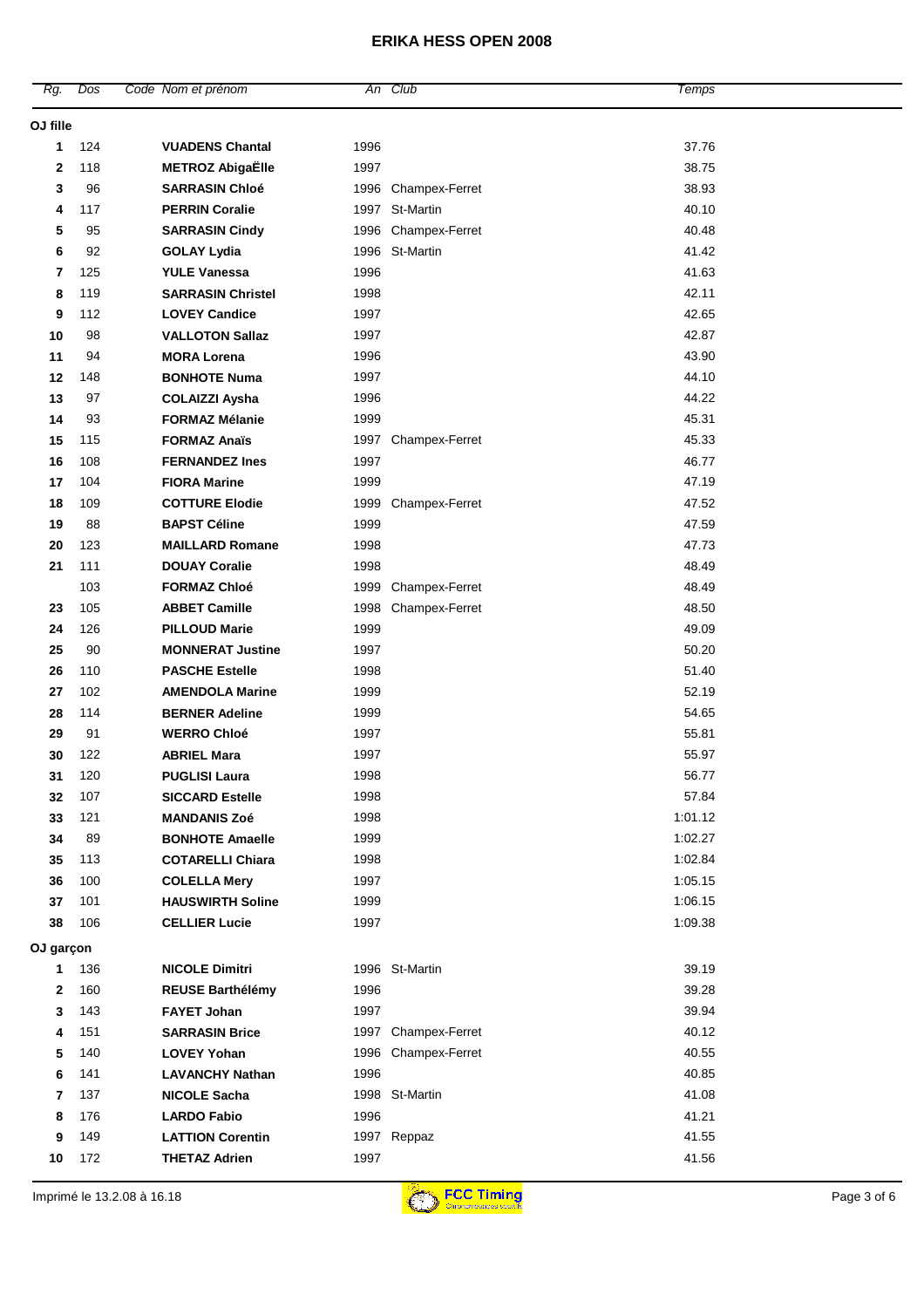# ERIKA HESS OPEN 2008

| Rg. | Dos | Code | Nom et prénom | An | Club | Temps |
|---|---|---|---|---|---|---|
| **OJ fille** | | | | | | |
| **1** | 124 | | **VUADENS Chantal** | 1996 | | 37.76 |
| **2** | 118 | | **METROZ AbigaËlle** | 1997 | | 38.75 |
| **3** | 96 | | **SARRASIN Chloé** | 1996 | Champex-Ferret | 38.93 |
| **4** | 117 | | **PERRIN Coralie** | 1997 | St-Martin | 40.10 |
| **5** | 95 | | **SARRASIN Cindy** | 1996 | Champex-Ferret | 40.48 |
| **6** | 92 | | **GOLAY Lydia** | 1996 | St-Martin | 41.42 |
| **7** | 125 | | **YULE Vanessa** | 1996 | | 41.63 |
| **8** | 119 | | **SARRASIN Christel** | 1998 | | 42.11 |
| **9** | 112 | | **LOVEY Candice** | 1997 | | 42.65 |
| **10** | 98 | | **VALLOTON Sallaz** | 1997 | | 42.87 |
| **11** | 94 | | **MORA Lorena** | 1996 | | 43.90 |
| **12** | 148 | | **BONHOTE Numa** | 1997 | | 44.10 |
| **13** | 97 | | **COLAIZZI Aysha** | 1996 | | 44.22 |
| **14** | 93 | | **FORMAZ Mélanie** | 1999 | | 45.31 |
| **15** | 115 | | **FORMAZ Anaïs** | 1997 | Champex-Ferret | 45.33 |
| **16** | 108 | | **FERNANDEZ Ines** | 1997 | | 46.77 |
| **17** | 104 | | **FIORA Marine** | 1999 | | 47.19 |
| **18** | 109 | | **COTTURE Elodie** | 1999 | Champex-Ferret | 47.52 |
| **19** | 88 | | **BAPST Céline** | 1999 | | 47.59 |
| **20** | 123 | | **MAILLARD Romane** | 1998 | | 47.73 |
| **21** | 111 | | **DOUAY Coralie** | 1998 | | 48.49 |
| | 103 | | **FORMAZ Chloé** | 1999 | Champex-Ferret | 48.49 |
| **23** | 105 | | **ABBET Camille** | 1998 | Champex-Ferret | 48.50 |
| **24** | 126 | | **PILLOUD Marie** | 1999 | | 49.09 |
| **25** | 90 | | **MONNERAT Justine** | 1997 | | 50.20 |
| **26** | 110 | | **PASCHE Estelle** | 1998 | | 51.40 |
| **27** | 102 | | **AMENDOLA Marine** | 1999 | | 52.19 |
| **28** | 114 | | **BERNER Adeline** | 1999 | | 54.65 |
| **29** | 91 | | **WERRO Chloé** | 1997 | | 55.81 |
| **30** | 122 | | **ABRIEL Mara** | 1997 | | 55.97 |
| **31** | 120 | | **PUGLISI Laura** | 1998 | | 56.77 |
| **32** | 107 | | **SICCARD Estelle** | 1998 | | 57.84 |
| **33** | 121 | | **MANDANIS Zoé** | 1998 | | 1:01.12 |
| **34** | 89 | | **BONHOTE Amaelle** | 1999 | | 1:02.27 |
| **35** | 113 | | **COTARELLI Chiara** | 1998 | | 1:02.84 |
| **36** | 100 | | **COLELLA Mery** | 1997 | | 1:05.15 |
| **37** | 101 | | **HAUSWIRTH Soline** | 1999 | | 1:06.15 |
| **38** | 106 | | **CELLIER Lucie** | 1997 | | 1:09.38 |
| **OJ garçon** | | | | | | |
| **1** | 136 | | **NICOLE Dimitri** | 1996 | St-Martin | 39.19 |
| **2** | 160 | | **REUSE Barthélémy** | 1996 | | 39.28 |
| **3** | 143 | | **FAYET Johan** | 1997 | | 39.94 |
| **4** | 151 | | **SARRASIN Brice** | 1997 | Champex-Ferret | 40.12 |
| **5** | 140 | | **LOVEY Yohan** | 1996 | Champex-Ferret | 40.55 |
| **6** | 141 | | **LAVANCHY Nathan** | 1996 | | 40.85 |
| **7** | 137 | | **NICOLE Sacha** | 1998 | St-Martin | 41.08 |
| **8** | 176 | | **LARDO Fabio** | 1996 | | 41.21 |
| **9** | 149 | | **LATTION Corentin** | 1997 | Reppaz | 41.55 |
| **10** | 172 | | **THETAZ Adrien** | 1997 | | 41.56 |

Imprimé le 13.2.08 à 16.18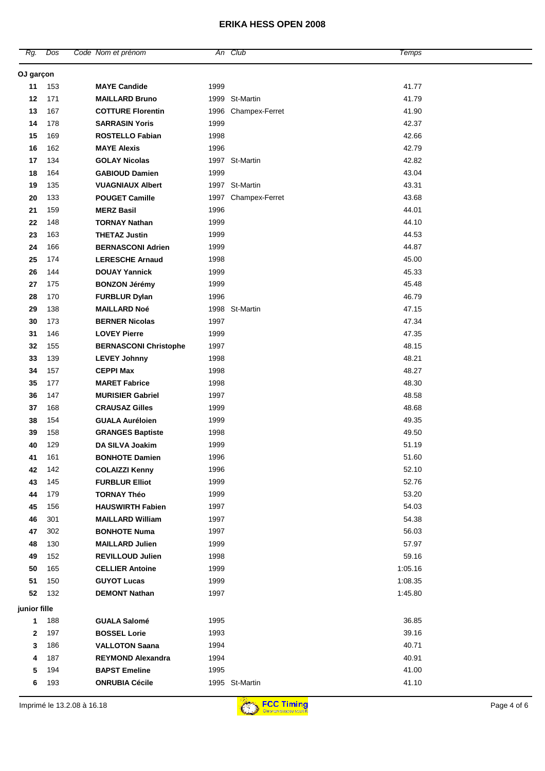# ERIKA HESS OPEN 2008

| Rg. | Dos | Code | Nom et prénom | An | Club | Temps |
|---|---|---|---|---|---|---|
| **OJ garçon** | | | | | | |
| **11** | 153 | | **MAYE Candide** | 1999 | | 41.77 |
| **12** | 171 | | **MAILLARD Bruno** | 1999 | St-Martin | 41.79 |
| **13** | 167 | | **COTTURE Florentin** | 1996 | Champex-Ferret | 41.90 |
| **14** | 178 | | **SARRASIN Yoris** | 1999 | | 42.37 |
| **15** | 169 | | **ROSTELLO Fabian** | 1998 | | 42.66 |
| **16** | 162 | | **MAYE Alexis** | 1996 | | 42.79 |
| **17** | 134 | | **GOLAY Nicolas** | 1997 | St-Martin | 42.82 |
| **18** | 164 | | **GABIOUD Damien** | 1999 | | 43.04 |
| **19** | 135 | | **VUAGNIAUX Albert** | 1997 | St-Martin | 43.31 |
| **20** | 133 | | **POUGET Camille** | 1997 | Champex-Ferret | 43.68 |
| **21** | 159 | | **MERZ Basil** | 1996 | | 44.01 |
| **22** | 148 | | **TORNAY Nathan** | 1999 | | 44.10 |
| **23** | 163 | | **THETAZ Justin** | 1999 | | 44.53 |
| **24** | 166 | | **BERNASCONI Adrien** | 1999 | | 44.87 |
| **25** | 174 | | **LERESCHE Arnaud** | 1998 | | 45.00 |
| **26** | 144 | | **DOUAY Yannick** | 1999 | | 45.33 |
| **27** | 175 | | **BONZON Jérémy** | 1999 | | 45.48 |
| **28** | 170 | | **FURBLUR Dylan** | 1996 | | 46.79 |
| **29** | 138 | | **MAILLARD Noé** | 1998 | St-Martin | 47.15 |
| **30** | 173 | | **BERNER Nicolas** | 1997 | | 47.34 |
| **31** | 146 | | **LOVEY Pierre** | 1999 | | 47.35 |
| **32** | 155 | | **BERNASCONI Christophe** | 1997 | | 48.15 |
| **33** | 139 | | **LEVEY Johnny** | 1998 | | 48.21 |
| **34** | 157 | | **CEPPI Max** | 1998 | | 48.27 |
| **35** | 177 | | **MARET Fabrice** | 1998 | | 48.30 |
| **36** | 147 | | **MURISIER Gabriel** | 1997 | | 48.58 |
| **37** | 168 | | **CRAUSAZ Gilles** | 1999 | | 48.68 |
| **38** | 154 | | **GUALA Auréloien** | 1999 | | 49.35 |
| **39** | 158 | | **GRANGES Baptiste** | 1998 | | 49.50 |
| **40** | 129 | | **DA SILVA Joakim** | 1999 | | 51.19 |
| **41** | 161 | | **BONHOTE Damien** | 1996 | | 51.60 |
| **42** | 142 | | **COLAIZZI Kenny** | 1996 | | 52.10 |
| **43** | 145 | | **FURBLUR Elliot** | 1999 | | 52.76 |
| **44** | 179 | | **TORNAY Théo** | 1999 | | 53.20 |
| **45** | 156 | | **HAUSWIRTH Fabien** | 1997 | | 54.03 |
| **46** | 301 | | **MAILLARD William** | 1997 | | 54.38 |
| **47** | 302 | | **BONHOTE Numa** | 1997 | | 56.03 |
| **48** | 130 | | **MAILLARD Julien** | 1999 | | 57.97 |
| **49** | 152 | | **REVILLOUD Julien** | 1998 | | 59.16 |
| **50** | 165 | | **CELLIER Antoine** | 1999 | | 1:05.16 |
| **51** | 150 | | **GUYOT Lucas** | 1999 | | 1:08.35 |
| **52** | 132 | | **DEMONT Nathan** | 1997 | | 1:45.80 |
| **junior fille** | | | | | | |
| **1** | 188 | | **GUALA Salomé** | 1995 | | 36.85 |
| **2** | 197 | | **BOSSEL Lorie** | 1993 | | 39.16 |
| **3** | 186 | | **VALLOTON Saana** | 1994 | | 40.71 |
| **4** | 187 | | **REYMOND Alexandra** | 1994 | | 40.91 |
| **5** | 194 | | **BAPST Emeline** | 1995 | | 41.00 |
| **6** | 193 | | **ONRUBIA Cécile** | 1995 | St-Martin | 41.10 |

Imprimé le 13.2.08 à 16.18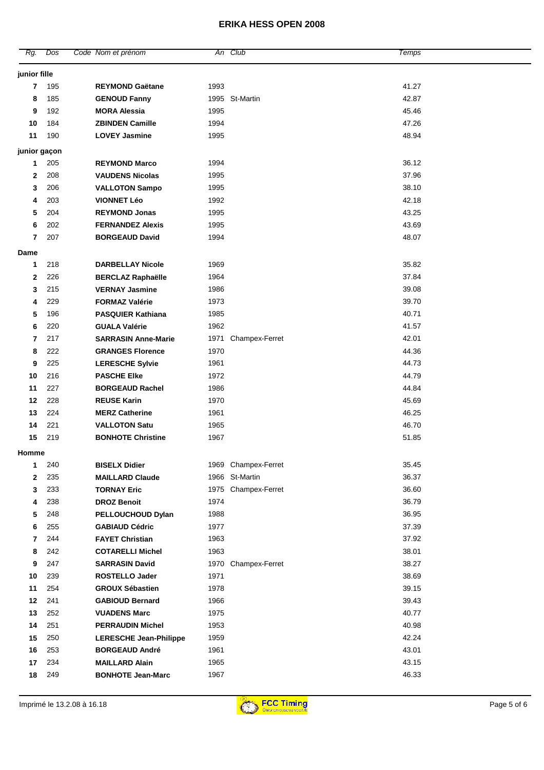# ERIKA HESS OPEN 2008

| Rg. | Dos | Code | Nom et prénom | An | Club | Temps |
|---|---|---|---|---|---|---|
| **junior fille** | | | | | | |
| **7** | 195 | | **REYMOND Gaëtane** | 1993 | | 41.27 |
| **8** | 185 | | **GENOUD Fanny** | 1995 | St-Martin | 42.87 |
| **9** | 192 | | **MORA Alessia** | 1995 | | 45.46 |
| **10** | 184 | | **ZBINDEN Camille** | 1994 | | 47.26 |
| **11** | 190 | | **LOVEY Jasmine** | 1995 | | 48.94 |
| **junior gaçon** | | | | | | |
| **1** | 205 | | **REYMOND Marco** | 1994 | | 36.12 |
| **2** | 208 | | **VAUDENS Nicolas** | 1995 | | 37.96 |
| **3** | 206 | | **VALLOTON Sampo** | 1995 | | 38.10 |
| **4** | 203 | | **VIONNET Léo** | 1992 | | 42.18 |
| **5** | 204 | | **REYMOND Jonas** | 1995 | | 43.25 |
| **6** | 202 | | **FERNANDEZ Alexis** | 1995 | | 43.69 |
| **7** | 207 | | **BORGEAUD David** | 1994 | | 48.07 |
| **Dame** | | | | | | |
| **1** | 218 | | **DARBELLAY Nicole** | 1969 | | 35.82 |
| **2** | 226 | | **BERCLAZ Raphaëlle** | 1964 | | 37.84 |
| **3** | 215 | | **VERNAY Jasmine** | 1986 | | 39.08 |
| **4** | 229 | | **FORMAZ Valérie** | 1973 | | 39.70 |
| **5** | 196 | | **PASQUIER Kathiana** | 1985 | | 40.71 |
| **6** | 220 | | **GUALA Valérie** | 1962 | | 41.57 |
| **7** | 217 | | **SARRASIN Anne-Marie** | 1971 | Champex-Ferret | 42.01 |
| **8** | 222 | | **GRANGES Florence** | 1970 | | 44.36 |
| **9** | 225 | | **LERESCHE Sylvie** | 1961 | | 44.73 |
| **10** | 216 | | **PASCHE Elke** | 1972 | | 44.79 |
| **11** | 227 | | **BORGEAUD Rachel** | 1986 | | 44.84 |
| **12** | 228 | | **REUSE Karin** | 1970 | | 45.69 |
| **13** | 224 | | **MERZ Catherine** | 1961 | | 46.25 |
| **14** | 221 | | **VALLOTON Satu** | 1965 | | 46.70 |
| **15** | 219 | | **BONHOTE Christine** | 1967 | | 51.85 |
| **Homme** | | | | | | |
| **1** | 240 | | **BISELX Didier** | 1969 | Champex-Ferret | 35.45 |
| **2** | 235 | | **MAILLARD Claude** | 1966 | St-Martin | 36.37 |
| **3** | 233 | | **TORNAY Eric** | 1975 | Champex-Ferret | 36.60 |
| **4** | 238 | | **DROZ Benoit** | 1974 | | 36.79 |
| **5** | 248 | | **PELLOUCHOUD Dylan** | 1988 | | 36.95 |
| **6** | 255 | | **GABIAUD Cédric** | 1977 | | 37.39 |
| **7** | 244 | | **FAYET Christian** | 1963 | | 37.92 |
| **8** | 242 | | **COTARELLI Michel** | 1963 | | 38.01 |
| **9** | 247 | | **SARRASIN David** | 1970 | Champex-Ferret | 38.27 |
| **10** | 239 | | **ROSTELLO Jader** | 1971 | | 38.69 |
| **11** | 254 | | **GROUX Sébastien** | 1978 | | 39.15 |
| **12** | 241 | | **GABIOUD Bernard** | 1966 | | 39.43 |
| **13** | 252 | | **VUADENS Marc** | 1975 | | 40.77 |
| **14** | 251 | | **PERRAUDIN Michel** | 1953 | | 40.98 |
| **15** | 250 | | **LERESCHE Jean-Philippe** | 1959 | | 42.24 |
| **16** | 253 | | **BORGEAUD André** | 1961 | | 43.01 |
| **17** | 234 | | **MAILLARD Alain** | 1965 | | 43.15 |
| **18** | 249 | | **BONHOTE Jean-Marc** | 1967 | | 46.33 |

Imprimé le 13.2.08 à 16.18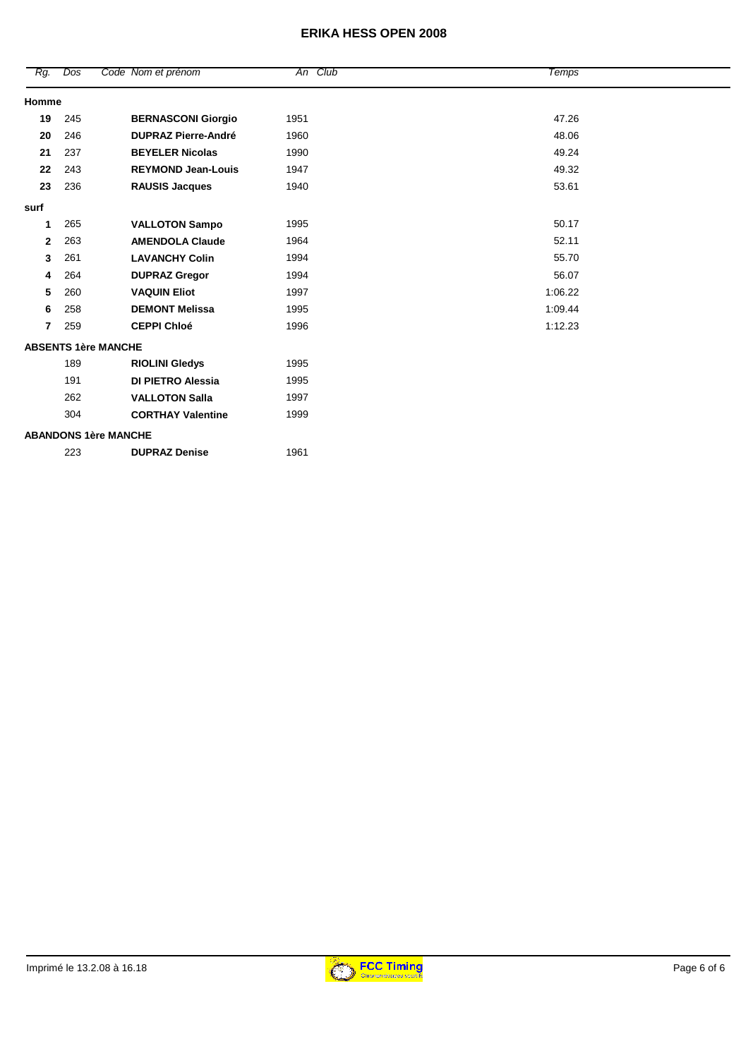# ERIKA HESS OPEN 2008

| Rg. | Dos | Code | Nom et prénom | An | Club | Temps |
|---|---|---|---|---|---|---|
| **Homme** | | | | | | |
| **19** | 245 | | **BERNASCONI Giorgio** | 1951 | | 47.26 |
| **20** | 246 | | **DUPRAZ Pierre-André** | 1960 | | 48.06 |
| **21** | 237 | | **BEYELER Nicolas** | 1990 | | 49.24 |
| **22** | 243 | | **REYMOND Jean-Louis** | 1947 | | 49.32 |
| **23** | 236 | | **RAUSIS Jacques** | 1940 | | 53.61 |
| **surf** | | | | | | |
| **1** | 265 | | **VALLOTON Sampo** | 1995 | | 50.17 |
| **2** | 263 | | **AMENDOLA Claude** | 1964 | | 52.11 |
| **3** | 261 | | **LAVANCHY Colin** | 1994 | | 55.70 |
| **4** | 264 | | **DUPRAZ Gregor** | 1994 | | 56.07 |
| **5** | 260 | | **VAQUIN Eliot** | 1997 | | 1:06.22 |
| **6** | 258 | | **DEMONT Melissa** | 1995 | | 1:09.44 |
| **7** | 259 | | **CEPPI Chloé** | 1996 | | 1:12.23 |
| **ABSENTS 1ère MANCHE** | | | | | | |
| | 189 | | **RIOLINI Gledys** | 1995 | | |
| | 191 | | **DI PIETRO Alessia** | 1995 | | |
| | 262 | | **VALLOTON Salla** | 1997 | | |
| | 304 | | **CORTHAY Valentine** | 1999 | | |
| **ABANDONS 1ère MANCHE** | | | | | | |
| | 223 | | **DUPRAZ Denise** | 1961 | | |

Imprimé le 13.2.08 à 16.18